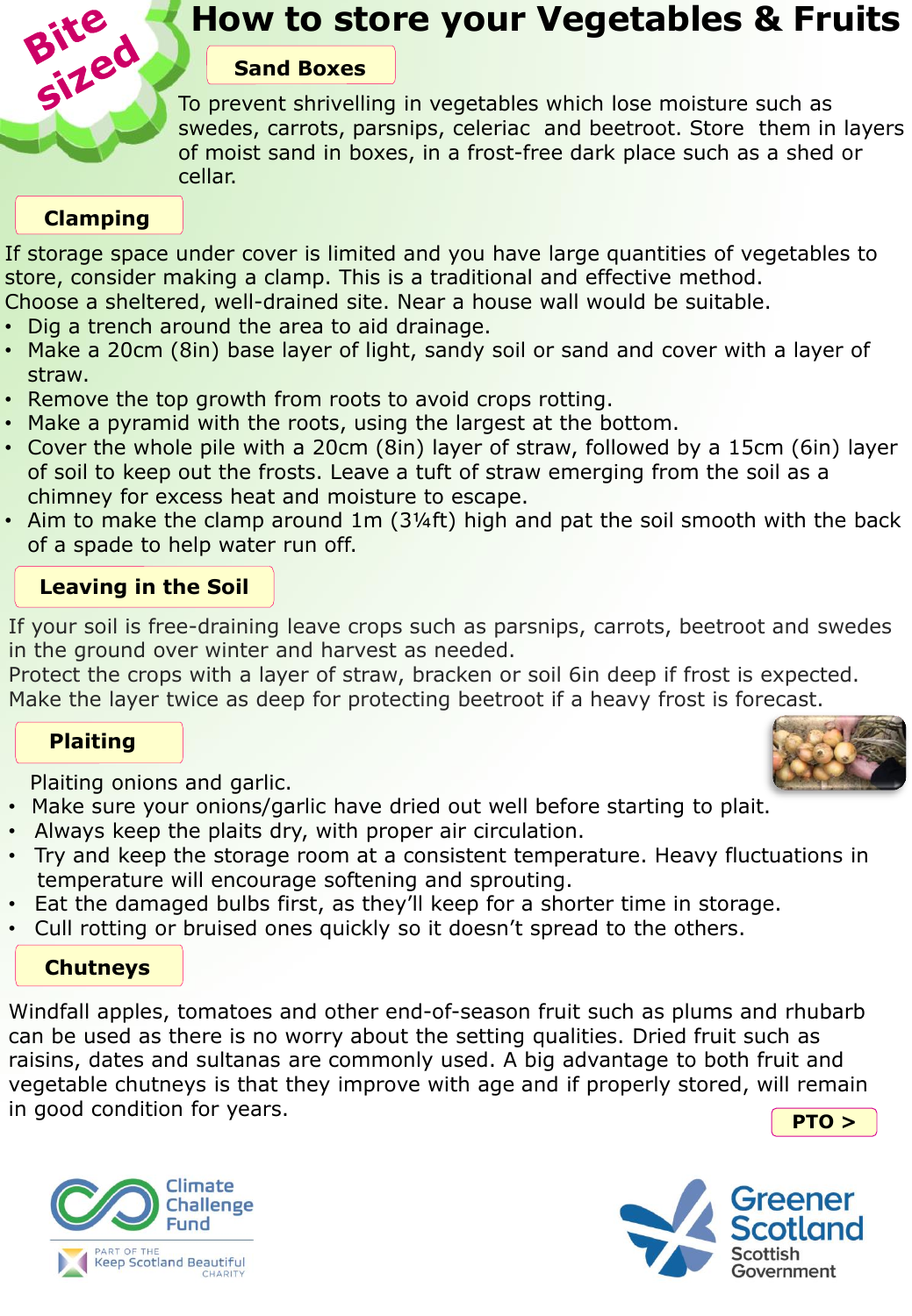Bite sized

# How to store your Vegetables & Fruits

## Sand Boxes

To prevent shrivelling in vegetables which lose moisture such as swedes, carrots, parsnips, celeriac and beetroot. Store them in layers of moist sand in boxes, in a frost-free dark place such as a shed or cellar.

## Clamping

If storage space under cover is limited and you have large quantities of vegetables to store, consider making a clamp. This is a traditional and effective method.
Choose a sheltered, well-drained site. Near a house wall would be suitable.

- Dig a trench around the area to aid drainage.
- Make a 20cm (8in) base layer of light, sandy soil or sand and cover with a layer of straw.
- Remove the top growth from roots to avoid crops rotting.
- Make a pyramid with the roots, using the largest at the bottom.
- Cover the whole pile with a 20cm (8in) layer of straw, followed by a 15cm (6in) layer of soil to keep out the frosts. Leave a tuft of straw emerging from the soil as a chimney for excess heat and moisture to escape.
- Aim to make the clamp around 1m (3¼ft) high and pat the soil smooth with the back of a spade to help water run off.

## Leaving in the Soil

If your soil is free-draining leave crops such as parsnips, carrots, beetroot and swedes in the ground over winter and harvest as needed.
Protect the crops with a layer of straw, bracken or soil 6in deep if frost is expected.
Make the layer twice as deep for protecting beetroot if a heavy frost is forecast.

## Plaiting

Plaiting onions and garlic.

- Make sure your onions/garlic have dried out well before starting to plait.
- Always keep the plaits dry, with proper air circulation.
- Try and keep the storage room at a consistent temperature. Heavy fluctuations in temperature will encourage softening and sprouting.
- Eat the damaged bulbs first, as they'll keep for a shorter time in storage.
- Cull rotting or bruised ones quickly so it doesn't spread to the others.

## Chutneys

Windfall apples, tomatoes and other end-of-season fruit such as plums and rhubarb can be used as there is no worry about the setting qualities. Dried fruit such as raisins, dates and sultanas are commonly used. A big advantage to both fruit and vegetable chutneys is that they improve with age and if properly stored, will remain in good condition for years.

PTO >

Climate Challenge Fund
PART OF THE Keep Scotland Beautiful CHARITY

Greener Scotland
Scottish Government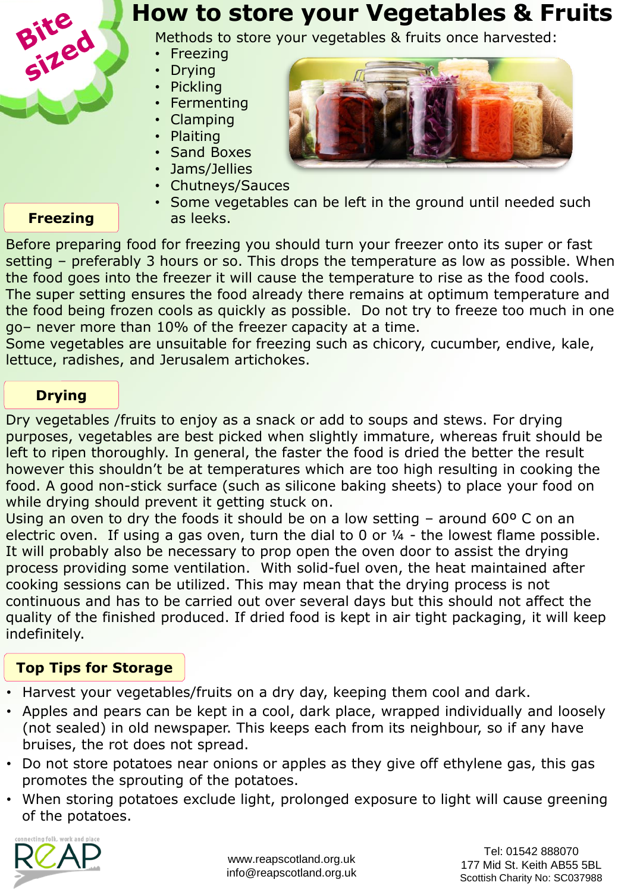Bite sized

# How to store your Vegetables & Fruits

Methods to store your vegetables & fruits once harvested:

- Freezing
- Drying
- Pickling
- Fermenting
- Clamping
- Plaiting
- Sand Boxes
- Jams/Jellies
- Chutneys/Sauces
- Some vegetables can be left in the ground until needed such as leeks.

## Freezing

Before preparing food for freezing you should turn your freezer onto its super or fast setting – preferably 3 hours or so. This drops the temperature as low as possible. When the food goes into the freezer it will cause the temperature to rise as the food cools. The super setting ensures the food already there remains at optimum temperature and the food being frozen cools as quickly as possible. Do not try to freeze too much in one go– never more than 10% of the freezer capacity at a time.
Some vegetables are unsuitable for freezing such as chicory, cucumber, endive, kale, lettuce, radishes, and Jerusalem artichokes.

## Drying

Dry vegetables /fruits to enjoy as a snack or add to soups and stews. For drying purposes, vegetables are best picked when slightly immature, whereas fruit should be left to ripen thoroughly. In general, the faster the food is dried the better the result however this shouldn't be at temperatures which are too high resulting in cooking the food. A good non-stick surface (such as silicone baking sheets) to place your food on while drying should prevent it getting stuck on.
Using an oven to dry the foods it should be on a low setting – around 60º C on an electric oven. If using a gas oven, turn the dial to 0 or ¼ - the lowest flame possible. It will probably also be necessary to prop open the oven door to assist the drying process providing some ventilation. With solid-fuel oven, the heat maintained after cooking sessions can be utilized. This may mean that the drying process is not continuous and has to be carried out over several days but this should not affect the quality of the finished produced. If dried food is kept in air tight packaging, it will keep indefinitely.

## Top Tips for Storage

- Harvest your vegetables/fruits on a dry day, keeping them cool and dark.
- Apples and pears can be kept in a cool, dark place, wrapped individually and loosely (not sealed) in old newspaper. This keeps each from its neighbour, so if any have bruises, the rot does not spread.
- Do not store potatoes near onions or apples as they give off ethylene gas, this gas promotes the sprouting of the potatoes.
- When storing potatoes exclude light, prolonged exposure to light will cause greening of the potatoes.

connecting folk, work and place
REAP

www.reapscotland.org.uk
info@reapscotland.org.uk

Tel: 01542 888070
177 Mid St. Keith AB55 5BL
Scottish Charity No: SC037988